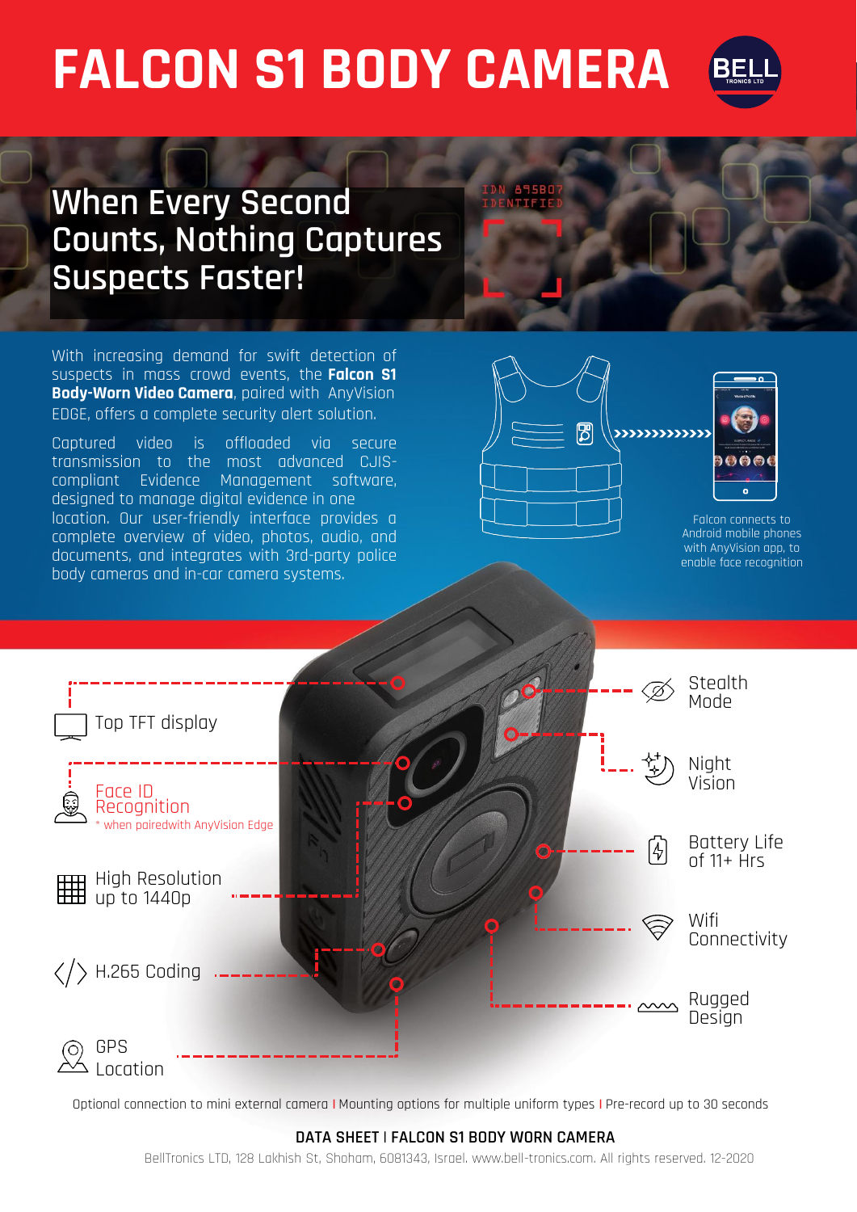# FALCON S1 BODY CAMERA

BELL TRONICS LTD

## When Every Second Counts, Nothing Captures Suspects Faster!

IDN 895807
IDENTIFIED

With increasing demand for swift detection of suspects in mass crowd events, the **Falcon S1 Body-Worn Video Camera**, paired with AnyVision EDGE, offers a complete security alert solution.

Captured video is offloaded via secure transmission to the most advanced CJIS-compliant Evidence Management software, designed to manage digital evidence in one location. Our user-friendly interface provides a complete overview of video, photos, audio, and documents, and integrates with 3rd-party police body cameras and in-car camera systems.

Falcon connects to Android mobile phones with AnyVision app, to enable face recognition

- Top TFT display
- Face ID Recognition
  \* when pairedwith AnyVision Edge
- High Resolution up to 1440p
- H.265 Coding
- GPS Location
- Stealth Mode
- Night Vision
- Battery Life of 11+ Hrs
- Wifi Connectivity
- Rugged Design

Optional connection to mini external camera I Mounting options for multiple uniform types I Pre-record up to 30 seconds

**DATA SHEET I FALCON S1 BODY WORN CAMERA**

BellTronics LTD, 128 Lakhish St, Shoham, 6081343, Israel. www.bell-tronics.com. All rights reserved. 12-2020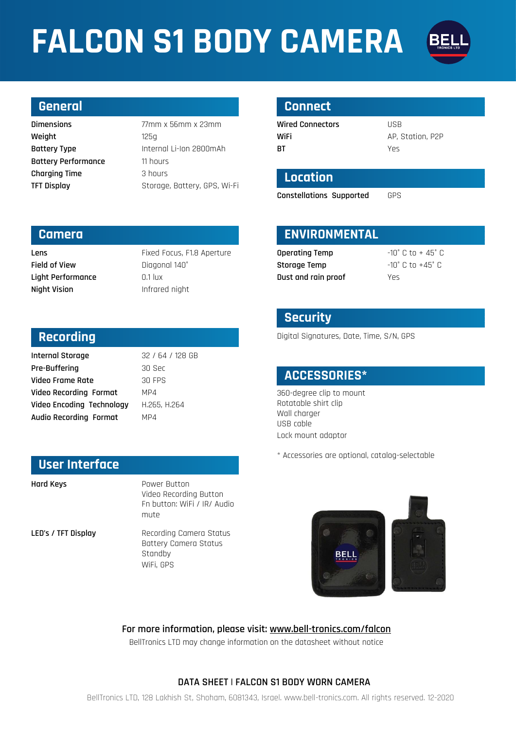# FALCON S1 BODY CAMERA

## General

| | |
|---|---|
| **Dimensions** | 77mm x 56mm x 23mm |
| **Weight** | 125g |
| **Battery Type** | Internal Li-Ion 2800mAh |
| **Battery Performance** | 11 hours |
| **Charging Time** | 3 hours |
| **TFT Display** | Storage, Battery, GPS, Wi-Fi |

## Camera

| | |
|---|---|
| **Lens** | Fixed Focus, F1.8 Aperture |
| **Field of View** | Diagonal 140˚ |
| **Light Performance** | 0.1 lux |
| **Night Vision** | Infrared night |

## Recording

| | |
|---|---|
| **Internal Storage** | 32 / 64 / 128 GB |
| **Pre-Buffering** | 30 Sec |
| **Video Frame Rate** | 30 FPS |
| **Video Recording Format** | MP4 |
| **Video Encoding Technology** | H.265, H.264 |
| **Audio Recording Format** | MP4 |

## User Interface

| | |
|---|---|
| **Hard Keys** | Power Button<br>Video Recording Button<br>Fn button: WiFi / IR/ Audio mute |
| **LED's / TFT Display** | Recording Camera Status<br>Battery Camera Status<br>Standby<br>WiFi, GPS |

## Connect

| | |
|---|---|
| **Wired Connectors** | USB |
| **WiFi** | AP, Station, P2P |
| **BT** | Yes |

## Location

| | |
|---|---|
| **Constellations Supported** | GPS |

## ENVIRONMENTAL

| | |
|---|---|
| **Operating Temp** | -10˚ C to + 45˚ C |
| **Storage Temp** | -10˚ C to +45˚ C |
| **Dust and rain proof** | Yes |

## Security

Digital Signatures, Date, Time, S/N, GPS

## ACCESSORIES*

360-degree clip to mount
Rotatable shirt clip
Wall charger
USB cable
Lock mount adaptor

* Accessories are optional, catalog-selectable

**For more information, please visit: www.bell-tronics.com/falcon**

BellTronics LTD may change information on the datasheet without notice

**DATA SHEET I FALCON S1 BODY WORN CAMERA**

BellTronics LTD, 128 Lakhish St, Shoham, 6081343, Israel. www.bell-tronics.com. All rights reserved. 12-2020